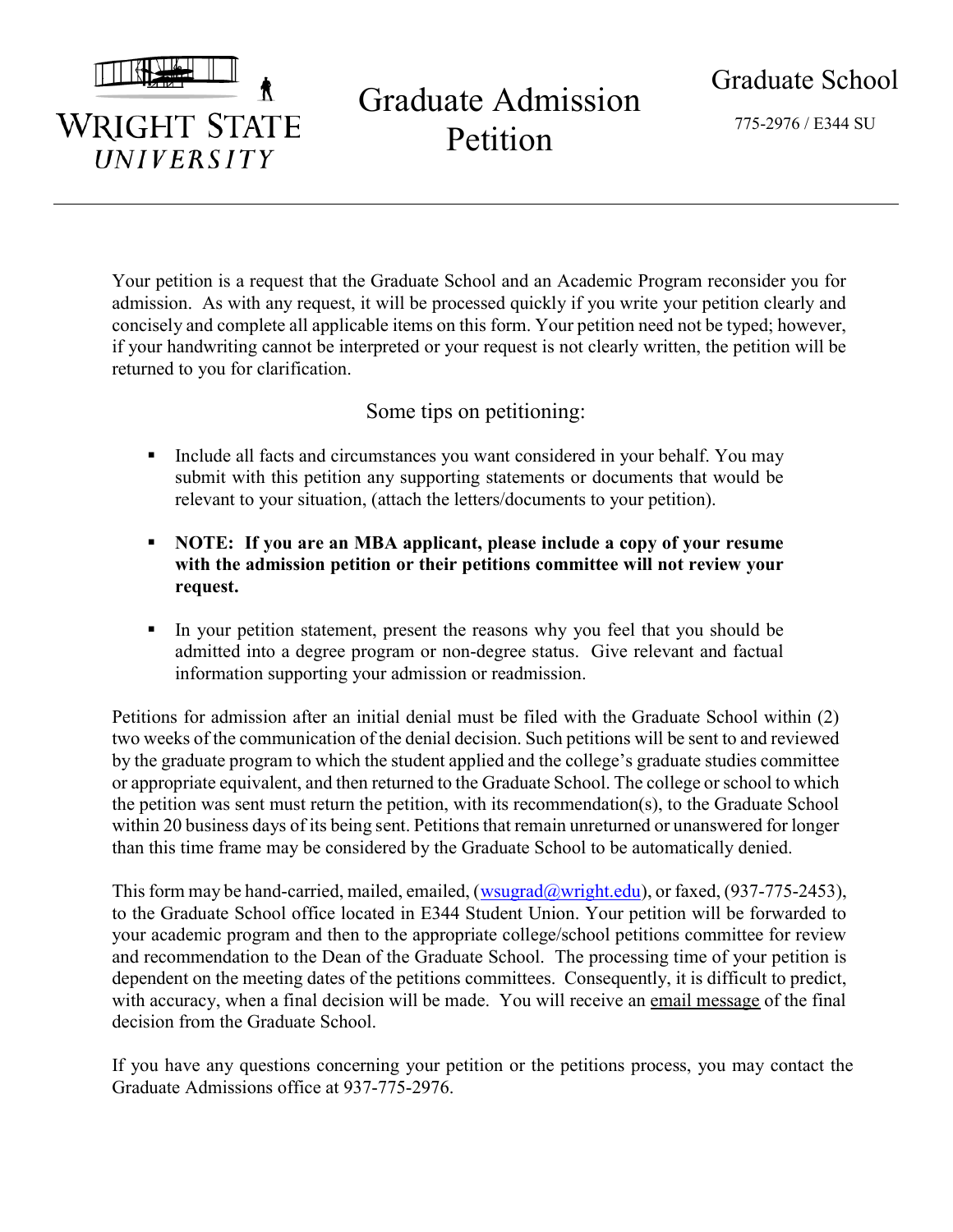WRIGHT STATE UNIVERSITY

# Graduate Admission Petition

Graduate School

775-2976 / E344 SU

---

Your petition is a request that the Graduate School and an Academic Program reconsider you for admission. As with any request, it will be processed quickly if you write your petition clearly and concisely and complete all applicable items on this form. Your petition need not be typed; however, if your handwriting cannot be interpreted or your request is not clearly written, the petition will be returned to you for clarification.

## Some tips on petitioning:

- Include all facts and circumstances you want considered in your behalf. You may submit with this petition any supporting statements or documents that would be relevant to your situation, (attach the letters/documents to your petition).
- **NOTE: If you are an MBA applicant, please include a copy of your resume with the admission petition or their petitions committee will not review your request.**
- In your petition statement, present the reasons why you feel that you should be admitted into a degree program or non-degree status. Give relevant and factual information supporting your admission or readmission.

Petitions for admission after an initial denial must be filed with the Graduate School within (2) two weeks of the communication of the denial decision. Such petitions will be sent to and reviewed by the graduate program to which the student applied and the college's graduate studies committee or appropriate equivalent, and then returned to the Graduate School. The college or school to which the petition was sent must return the petition, with its recommendation(s), to the Graduate School within 20 business days of its being sent. Petitions that remain unreturned or unanswered for longer than this time frame may be considered by the Graduate School to be automatically denied.

This form may be hand-carried, mailed, emailed, (wsugrad@wright.edu), or faxed, (937-775-2453), to the Graduate School office located in E344 Student Union. Your petition will be forwarded to your academic program and then to the appropriate college/school petitions committee for review and recommendation to the Dean of the Graduate School. The processing time of your petition is dependent on the meeting dates of the petitions committees. Consequently, it is difficult to predict, with accuracy, when a final decision will be made. You will receive an email message of the final decision from the Graduate School.

If you have any questions concerning your petition or the petitions process, you may contact the Graduate Admissions office at 937-775-2976.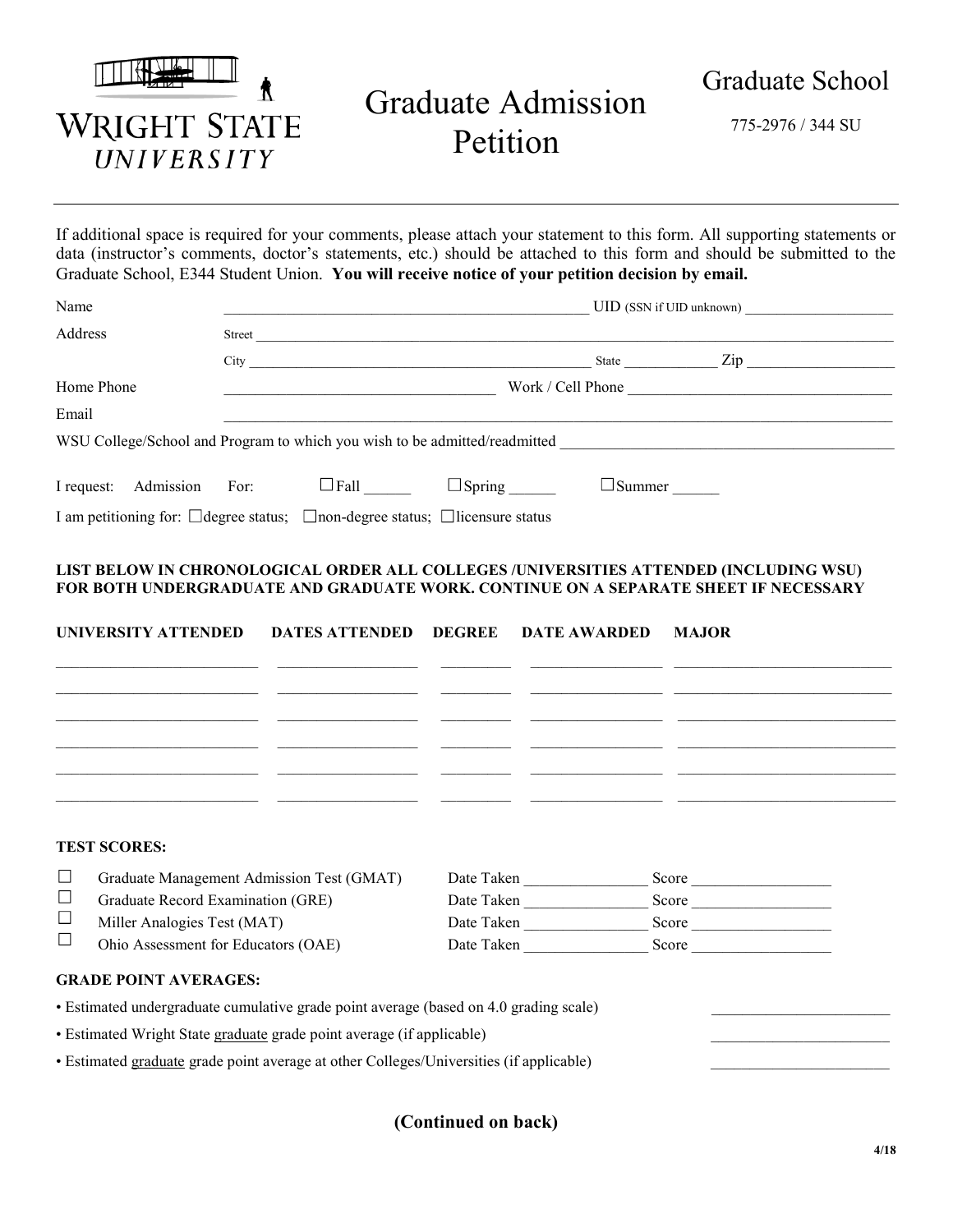# Graduate Admission Petition

## Graduate School

775-2976 / 344 SU

If additional space is required for your comments, please attach your statement to this form. All supporting statements or data (instructor's comments, doctor's statements, etc.) should be attached to this form and should be submitted to the Graduate School, E344 Student Union. **You will receive notice of your petition decision by email.**

Name ______________________________ UID (SSN if UID unknown) ____________________

Address Street ______________________________________________

City ______________________________ State ____________ Zip ____________________

Home Phone ______________________________ Work / Cell Phone ______________________________

Email ______________________________________________

WSU College/School and Program to which you wish to be admitted/readmitted ______________________________

I request: Admission For: ☐ Fall ______ ☐ Spring ______ ☐ Summer ______

I am petitioning for: ☐ degree status; ☐ non-degree status; ☐ licensure status

**LIST BELOW IN CHRONOLOGICAL ORDER ALL COLLEGES /UNIVERSITIES ATTENDED (INCLUDING WSU) FOR BOTH UNDERGRADUATE AND GRADUATE WORK. CONTINUE ON A SEPARATE SHEET IF NECESSARY**

| UNIVERSITY ATTENDED | DATES ATTENDED | DEGREE | DATE AWARDED | MAJOR |
| --- | --- | --- | --- | --- |
| | | | | |
| | | | | |
| | | | | |
| | | | | |
| | | | | |
| | | | | |

**TEST SCORES:**

| | Test | Date Taken | Score |
| --- | --- | --- | --- |
| ☐ | Graduate Management Admission Test (GMAT) | | |
| ☐ | Graduate Record Examination (GRE) | | |
| ☐ | Miller Analogies Test (MAT) | | |
| ☐ | Ohio Assessment for Educators (OAE) | | |

**GRADE POINT AVERAGES:**

- Estimated undergraduate cumulative grade point average (based on 4.0 grading scale) ____________________
- Estimated Wright State graduate grade point average (if applicable) ____________________
- Estimated graduate grade point average at other Colleges/Universities (if applicable) ____________________

**(Continued on back)**

4/18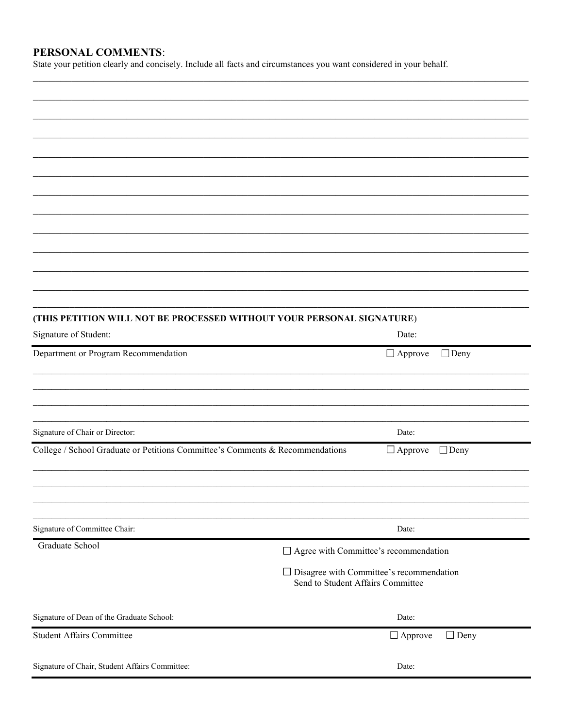## PERSONAL COMMENTS:

State your petition clearly and concisely. Include all facts and circumstances you want considered in your behalf.

**(THIS PETITION WILL NOT BE PROCESSED WITHOUT YOUR PERSONAL SIGNATURE)**

Signature of Student: Date:

Department or Program Recommendation ☐ Approve ☐ Deny

Signature of Chair or Director: Date:

College / School Graduate or Petitions Committee's Comments & Recommendations ☐ Approve ☐ Deny

Signature of Committee Chair: Date:

Graduate School

☐ Agree with Committee's recommendation

☐ Disagree with Committee's recommendation
Send to Student Affairs Committee

Signature of Dean of the Graduate School: Date:

Student Affairs Committee ☐ Approve ☐ Deny

Signature of Chair, Student Affairs Committee: Date: